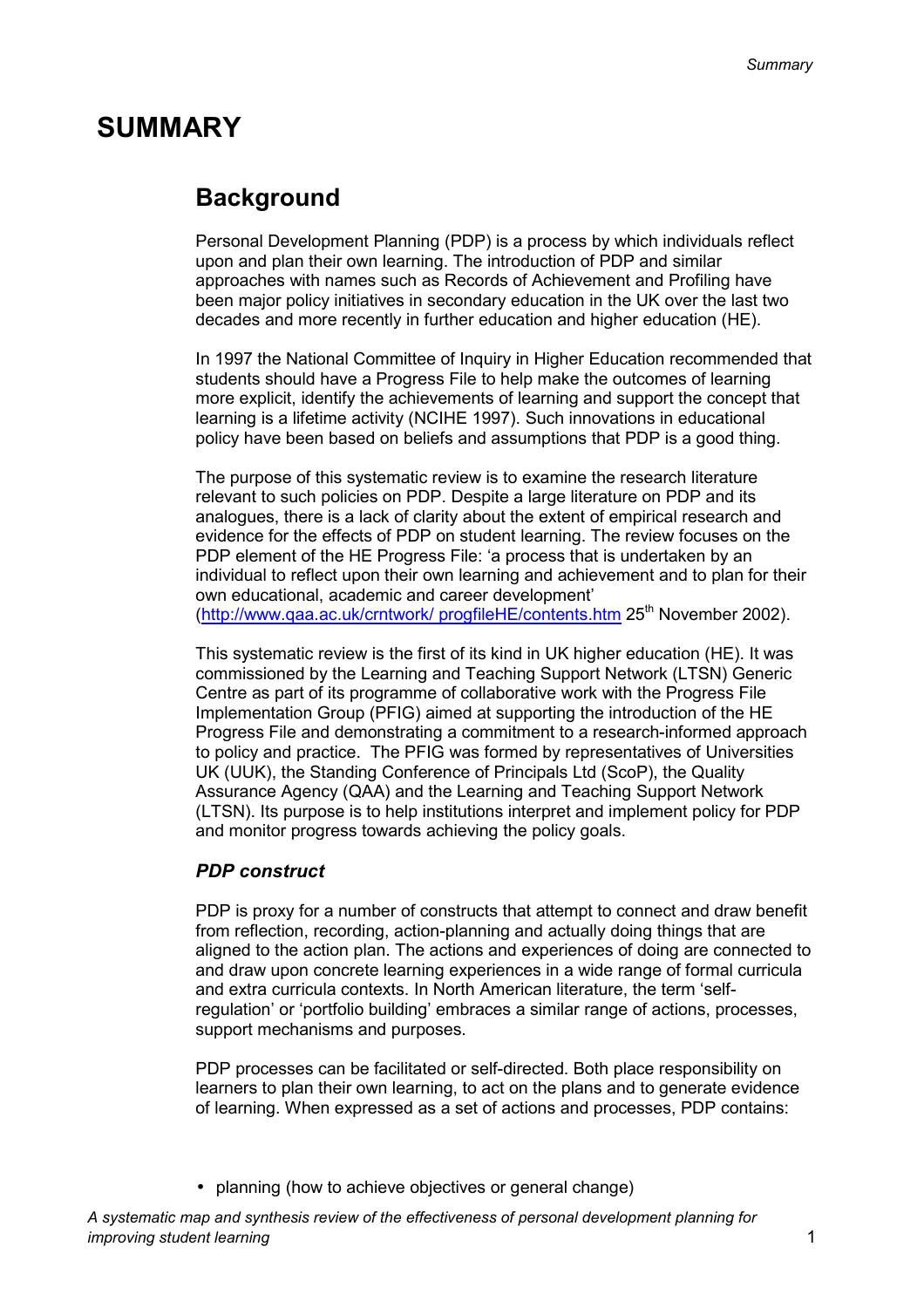# SUMMARY

## Background

Personal Development Planning (PDP) is a process by which individuals reflect upon and plan their own learning. The introduction of PDP and similar approaches with names such as Records of Achievement and Profiling have been major policy initiatives in secondary education in the UK over the last two decades and more recently in further education and higher education (HE).

In 1997 the National Committee of Inquiry in Higher Education recommended that students should have a Progress File to help make the outcomes of learning more explicit, identify the achievements of learning and support the concept that learning is a lifetime activity (NCIHE 1997). Such innovations in educational policy have been based on beliefs and assumptions that PDP is a good thing.

The purpose of this systematic review is to examine the research literature relevant to such policies on PDP. Despite a large literature on PDP and its analogues, there is a lack of clarity about the extent of empirical research and evidence for the effects of PDP on student learning. The review focuses on the PDP element of the HE Progress File: 'a process that is undertaken by an individual to reflect upon their own learning and achievement and to plan for their own educational, academic and career development' (http://www.qaa.ac.uk/crntwork/ progfileHE/contents.htm 25th November 2002).

This systematic review is the first of its kind in UK higher education (HE). It was commissioned by the Learning and Teaching Support Network (LTSN) Generic Centre as part of its programme of collaborative work with the Progress File Implementation Group (PFIG) aimed at supporting the introduction of the HE Progress File and demonstrating a commitment to a research-informed approach to policy and practice. The PFIG was formed by representatives of Universities UK (UUK), the Standing Conference of Principals Ltd (ScoP), the Quality Assurance Agency (QAA) and the Learning and Teaching Support Network (LTSN). Its purpose is to help institutions interpret and implement policy for PDP and monitor progress towards achieving the policy goals.

### *PDP construct*

PDP is proxy for a number of constructs that attempt to connect and draw benefit from reflection, recording, action-planning and actually doing things that are aligned to the action plan. The actions and experiences of doing are connected to and draw upon concrete learning experiences in a wide range of formal curricula and extra curricula contexts. In North American literature, the term 'self-regulation' or 'portfolio building' embraces a similar range of actions, processes, support mechanisms and purposes.

PDP processes can be facilitated or self-directed. Both place responsibility on learners to plan their own learning, to act on the plans and to generate evidence of learning. When expressed as a set of actions and processes, PDP contains:

- planning (how to achieve objectives or general change)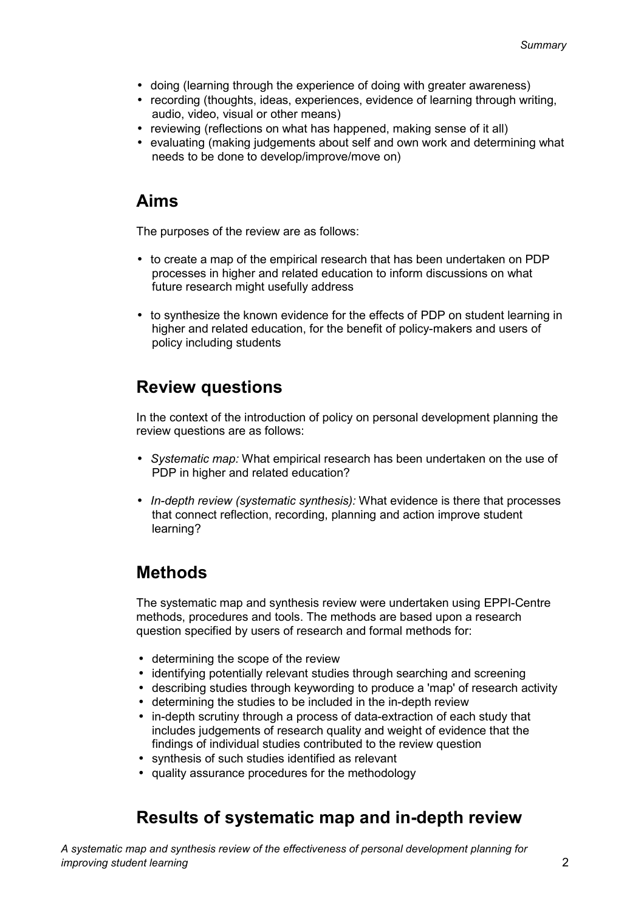- doing (learning through the experience of doing with greater awareness)
- recording (thoughts, ideas, experiences, evidence of learning through writing, audio, video, visual or other means)
- reviewing (reflections on what has happened, making sense of it all)
- evaluating (making judgements about self and own work and determining what needs to be done to develop/improve/move on)

## Aims

The purposes of the review are as follows:

- to create a map of the empirical research that has been undertaken on PDP processes in higher and related education to inform discussions on what future research might usefully address

- to synthesize the known evidence for the effects of PDP on student learning in higher and related education, for the benefit of policy-makers and users of policy including students

## Review questions

In the context of the introduction of policy on personal development planning the review questions are as follows:

- *Systematic map:* What empirical research has been undertaken on the use of PDP in higher and related education?

- *In-depth review (systematic synthesis):* What evidence is there that processes that connect reflection, recording, planning and action improve student learning?

## Methods

The systematic map and synthesis review were undertaken using EPPI-Centre methods, procedures and tools. The methods are based upon a research question specified by users of research and formal methods for:

- determining the scope of the review
- identifying potentially relevant studies through searching and screening
- describing studies through keywording to produce a 'map' of research activity
- determining the studies to be included in the in-depth review
- in-depth scrutiny through a process of data-extraction of each study that includes judgements of research quality and weight of evidence that the findings of individual studies contributed to the review question
- synthesis of such studies identified as relevant
- quality assurance procedures for the methodology

## Results of systematic map and in-depth review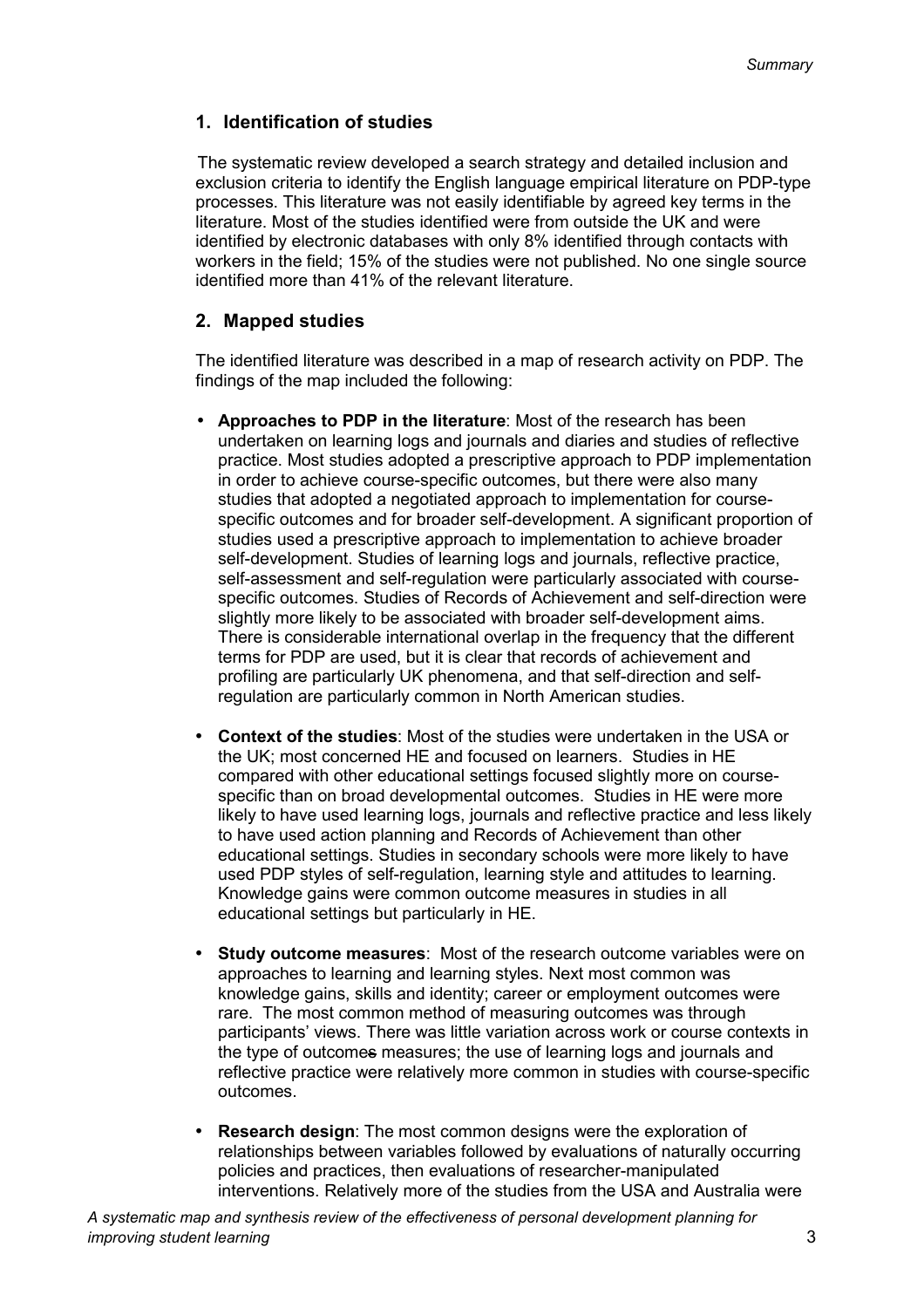## 1. Identification of studies

The systematic review developed a search strategy and detailed inclusion and exclusion criteria to identify the English language empirical literature on PDP-type processes. This literature was not easily identifiable by agreed key terms in the literature. Most of the studies identified were from outside the UK and were identified by electronic databases with only 8% identified through contacts with workers in the field; 15% of the studies were not published. No one single source identified more than 41% of the relevant literature.

## 2. Mapped studies

The identified literature was described in a map of research activity on PDP. The findings of the map included the following:

- **Approaches to PDP in the literature**: Most of the research has been undertaken on learning logs and journals and diaries and studies of reflective practice. Most studies adopted a prescriptive approach to PDP implementation in order to achieve course-specific outcomes, but there were also many studies that adopted a negotiated approach to implementation for course-specific outcomes and for broader self-development. A significant proportion of studies used a prescriptive approach to implementation to achieve broader self-development. Studies of learning logs and journals, reflective practice, self-assessment and self-regulation were particularly associated with course-specific outcomes. Studies of Records of Achievement and self-direction were slightly more likely to be associated with broader self-development aims. There is considerable international overlap in the frequency that the different terms for PDP are used, but it is clear that records of achievement and profiling are particularly UK phenomena, and that self-direction and self-regulation are particularly common in North American studies.

- **Context of the studies**: Most of the studies were undertaken in the USA or the UK; most concerned HE and focused on learners. Studies in HE compared with other educational settings focused slightly more on course-specific than on broad developmental outcomes. Studies in HE were more likely to have used learning logs, journals and reflective practice and less likely to have used action planning and Records of Achievement than other educational settings. Studies in secondary schools were more likely to have used PDP styles of self-regulation, learning style and attitudes to learning. Knowledge gains were common outcome measures in studies in all educational settings but particularly in HE.

- **Study outcome measures**: Most of the research outcome variables were on approaches to learning and learning styles. Next most common was knowledge gains, skills and identity; career or employment outcomes were rare. The most common method of measuring outcomes was through participants' views. There was little variation across work or course contexts in the type of outcomes measures; the use of learning logs and journals and reflective practice were relatively more common in studies with course-specific outcomes.

- **Research design**: The most common designs were the exploration of relationships between variables followed by evaluations of naturally occurring policies and practices, then evaluations of researcher-manipulated interventions. Relatively more of the studies from the USA and Australia were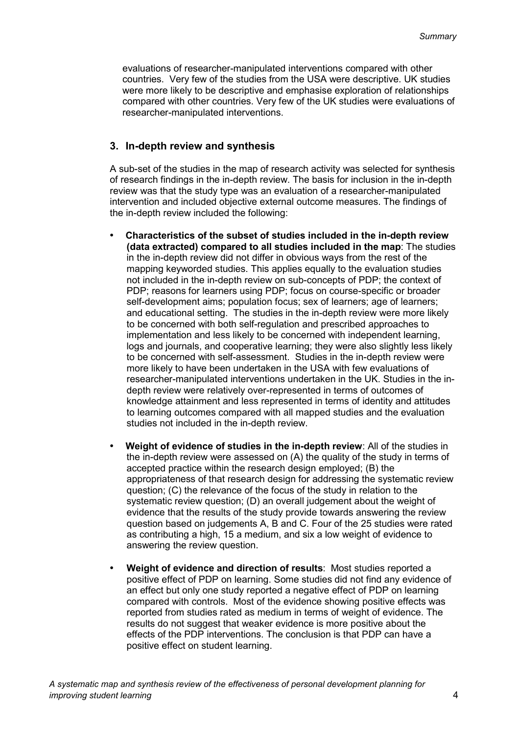evaluations of researcher-manipulated interventions compared with other countries. Very few of the studies from the USA were descriptive. UK studies were more likely to be descriptive and emphasise exploration of relationships compared with other countries. Very few of the UK studies were evaluations of researcher-manipulated interventions.

## 3. In-depth review and synthesis

A sub-set of the studies in the map of research activity was selected for synthesis of research findings in the in-depth review. The basis for inclusion in the in-depth review was that the study type was an evaluation of a researcher-manipulated intervention and included objective external outcome measures. The findings of the in-depth review included the following:

- **Characteristics of the subset of studies included in the in-depth review (data extracted) compared to all studies included in the map**: The studies in the in-depth review did not differ in obvious ways from the rest of the mapping keyworded studies. This applies equally to the evaluation studies not included in the in-depth review on sub-concepts of PDP; the context of PDP; reasons for learners using PDP; focus on course-specific or broader self-development aims; population focus; sex of learners; age of learners; and educational setting. The studies in the in-depth review were more likely to be concerned with both self-regulation and prescribed approaches to implementation and less likely to be concerned with independent learning, logs and journals, and cooperative learning; they were also slightly less likely to be concerned with self-assessment. Studies in the in-depth review were more likely to have been undertaken in the USA with few evaluations of researcher-manipulated interventions undertaken in the UK. Studies in the in-depth review were relatively over-represented in terms of outcomes of knowledge attainment and less represented in terms of identity and attitudes to learning outcomes compared with all mapped studies and the evaluation studies not included in the in-depth review.

- **Weight of evidence of studies in the in-depth review**: All of the studies in the in-depth review were assessed on (A) the quality of the study in terms of accepted practice within the research design employed; (B) the appropriateness of that research design for addressing the systematic review question; (C) the relevance of the focus of the study in relation to the systematic review question; (D) an overall judgement about the weight of evidence that the results of the study provide towards answering the review question based on judgements A, B and C. Four of the 25 studies were rated as contributing a high, 15 a medium, and six a low weight of evidence to answering the review question.

- **Weight of evidence and direction of results**: Most studies reported a positive effect of PDP on learning. Some studies did not find any evidence of an effect but only one study reported a negative effect of PDP on learning compared with controls. Most of the evidence showing positive effects was reported from studies rated as medium in terms of weight of evidence. The results do not suggest that weaker evidence is more positive about the effects of the PDP interventions. The conclusion is that PDP can have a positive effect on student learning.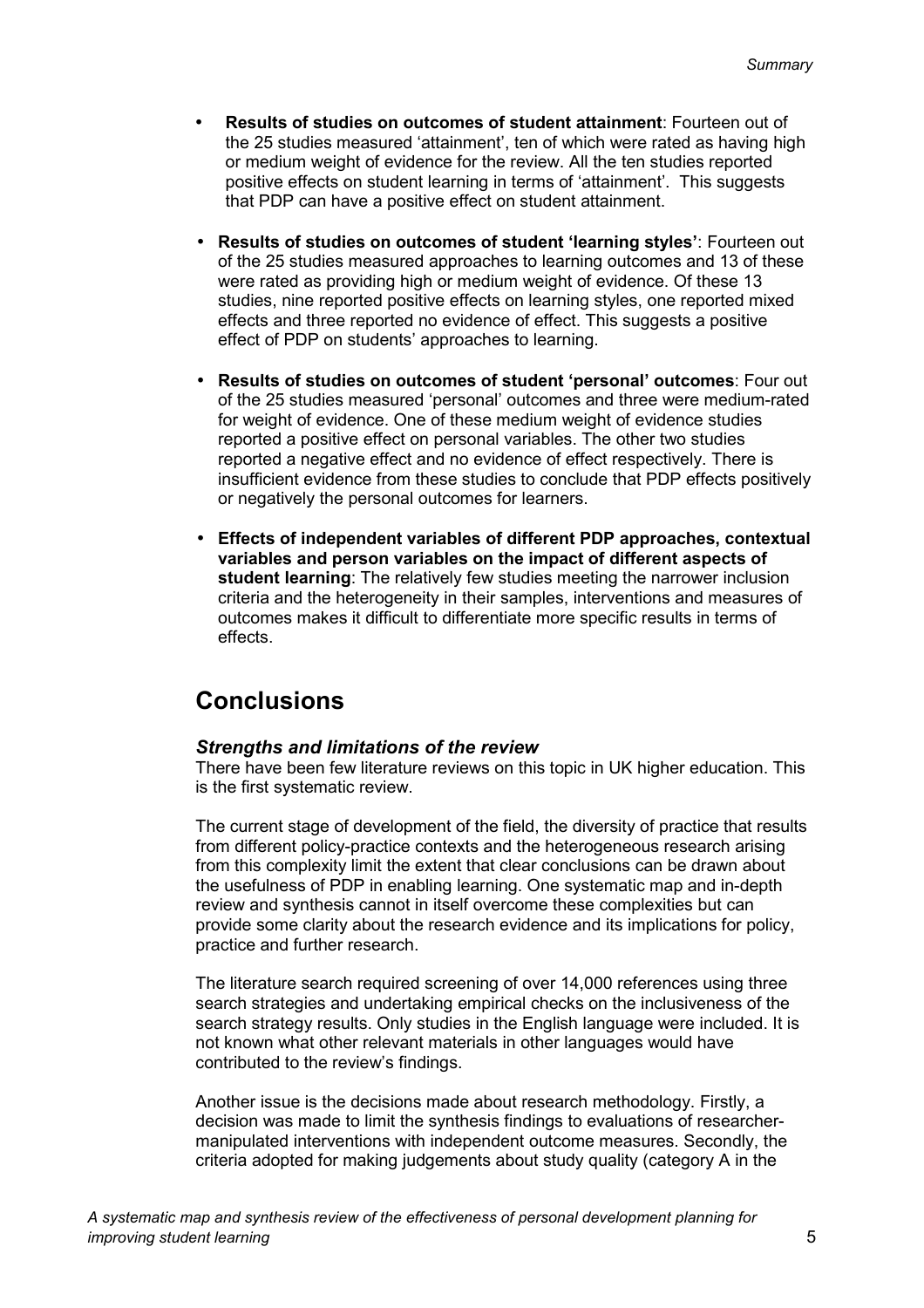- **Results of studies on outcomes of student attainment**: Fourteen out of the 25 studies measured 'attainment', ten of which were rated as having high or medium weight of evidence for the review. All the ten studies reported positive effects on student learning in terms of 'attainment'. This suggests that PDP can have a positive effect on student attainment.
- **Results of studies on outcomes of student 'learning styles'**: Fourteen out of the 25 studies measured approaches to learning outcomes and 13 of these were rated as providing high or medium weight of evidence. Of these 13 studies, nine reported positive effects on learning styles, one reported mixed effects and three reported no evidence of effect. This suggests a positive effect of PDP on students' approaches to learning.
- **Results of studies on outcomes of student 'personal' outcomes**: Four out of the 25 studies measured 'personal' outcomes and three were medium-rated for weight of evidence. One of these medium weight of evidence studies reported a positive effect on personal variables. The other two studies reported a negative effect and no evidence of effect respectively. There is insufficient evidence from these studies to conclude that PDP effects positively or negatively the personal outcomes for learners.
- **Effects of independent variables of different PDP approaches, contextual variables and person variables on the impact of different aspects of student learning**: The relatively few studies meeting the narrower inclusion criteria and the heterogeneity in their samples, interventions and measures of outcomes makes it difficult to differentiate more specific results in terms of effects.

## Conclusions

### *Strengths and limitations of the review*

There have been few literature reviews on this topic in UK higher education. This is the first systematic review.

The current stage of development of the field, the diversity of practice that results from different policy-practice contexts and the heterogeneous research arising from this complexity limit the extent that clear conclusions can be drawn about the usefulness of PDP in enabling learning. One systematic map and in-depth review and synthesis cannot in itself overcome these complexities but can provide some clarity about the research evidence and its implications for policy, practice and further research.

The literature search required screening of over 14,000 references using three search strategies and undertaking empirical checks on the inclusiveness of the search strategy results. Only studies in the English language were included. It is not known what other relevant materials in other languages would have contributed to the review's findings.

Another issue is the decisions made about research methodology. Firstly, a decision was made to limit the synthesis findings to evaluations of researcher-manipulated interventions with independent outcome measures. Secondly, the criteria adopted for making judgements about study quality (category A in the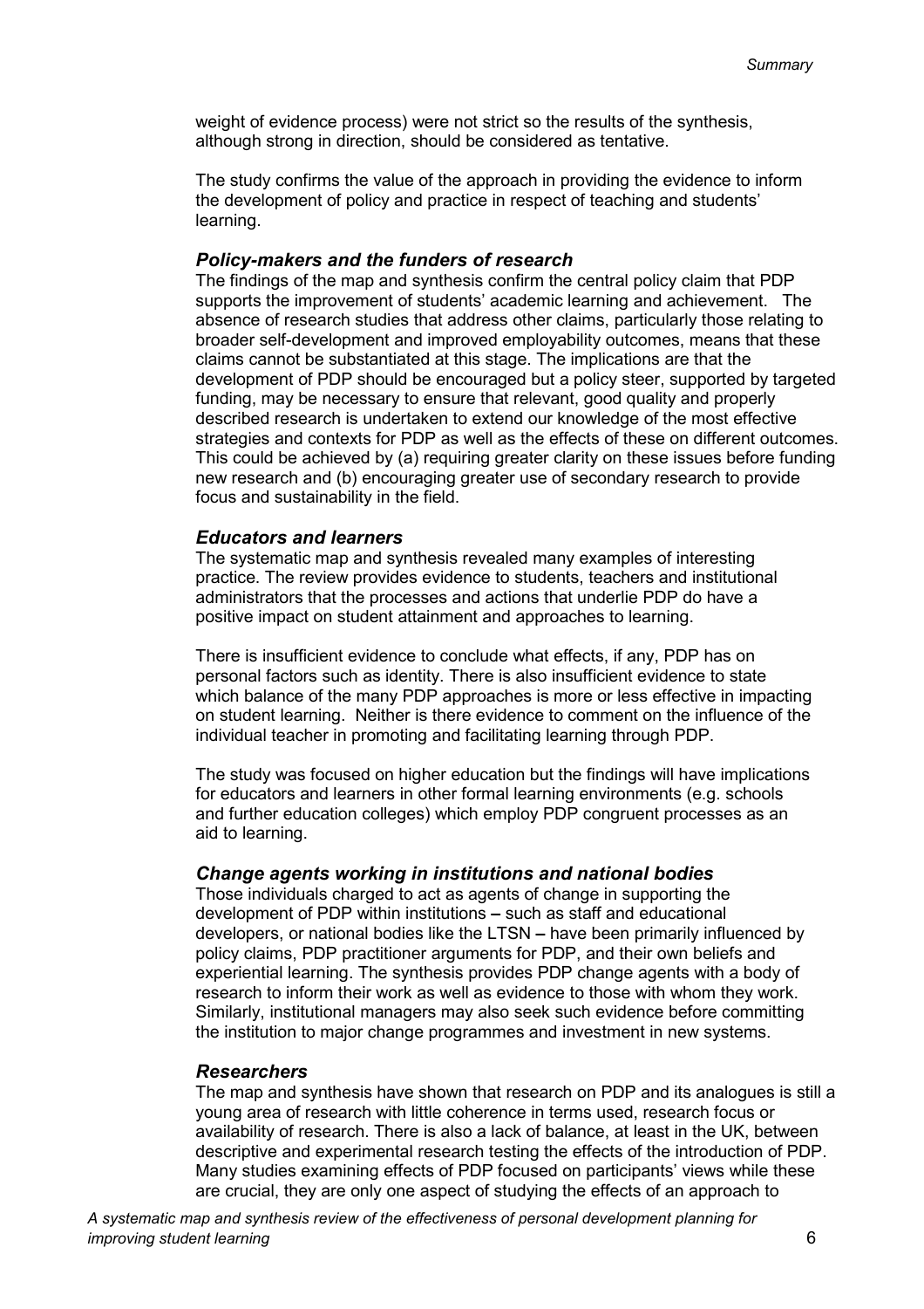weight of evidence process) were not strict so the results of the synthesis, although strong in direction, should be considered as tentative.

The study confirms the value of the approach in providing the evidence to inform the development of policy and practice in respect of teaching and students' learning.

### *Policy-makers and the funders of research*

The findings of the map and synthesis confirm the central policy claim that PDP supports the improvement of students' academic learning and achievement. The absence of research studies that address other claims, particularly those relating to broader self-development and improved employability outcomes, means that these claims cannot be substantiated at this stage. The implications are that the development of PDP should be encouraged but a policy steer, supported by targeted funding, may be necessary to ensure that relevant, good quality and properly described research is undertaken to extend our knowledge of the most effective strategies and contexts for PDP as well as the effects of these on different outcomes. This could be achieved by (a) requiring greater clarity on these issues before funding new research and (b) encouraging greater use of secondary research to provide focus and sustainability in the field.

### *Educators and learners*

The systematic map and synthesis revealed many examples of interesting practice. The review provides evidence to students, teachers and institutional administrators that the processes and actions that underlie PDP do have a positive impact on student attainment and approaches to learning.

There is insufficient evidence to conclude what effects, if any, PDP has on personal factors such as identity. There is also insufficient evidence to state which balance of the many PDP approaches is more or less effective in impacting on student learning. Neither is there evidence to comment on the influence of the individual teacher in promoting and facilitating learning through PDP.

The study was focused on higher education but the findings will have implications for educators and learners in other formal learning environments (e.g. schools and further education colleges) which employ PDP congruent processes as an aid to learning.

### *Change agents working in institutions and national bodies*

Those individuals charged to act as agents of change in supporting the development of PDP within institutions – such as staff and educational developers, or national bodies like the LTSN – have been primarily influenced by policy claims, PDP practitioner arguments for PDP, and their own beliefs and experiential learning. The synthesis provides PDP change agents with a body of research to inform their work as well as evidence to those with whom they work. Similarly, institutional managers may also seek such evidence before committing the institution to major change programmes and investment in new systems.

### *Researchers*

The map and synthesis have shown that research on PDP and its analogues is still a young area of research with little coherence in terms used, research focus or availability of research. There is also a lack of balance, at least in the UK, between descriptive and experimental research testing the effects of the introduction of PDP. Many studies examining effects of PDP focused on participants' views while these are crucial, they are only one aspect of studying the effects of an approach to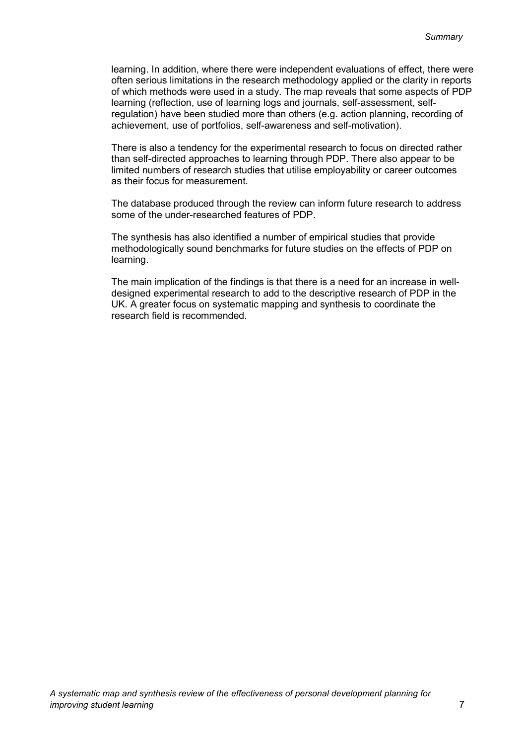learning. In addition, where there were independent evaluations of effect, there were often serious limitations in the research methodology applied or the clarity in reports of which methods were used in a study. The map reveals that some aspects of PDP learning (reflection, use of learning logs and journals, self-assessment, self-regulation) have been studied more than others (e.g. action planning, recording of achievement, use of portfolios, self-awareness and self-motivation).

There is also a tendency for the experimental research to focus on directed rather than self-directed approaches to learning through PDP. There also appear to be limited numbers of research studies that utilise employability or career outcomes as their focus for measurement.

The database produced through the review can inform future research to address some of the under-researched features of PDP.

The synthesis has also identified a number of empirical studies that provide methodologically sound benchmarks for future studies on the effects of PDP on learning.

The main implication of the findings is that there is a need for an increase in well-designed experimental research to add to the descriptive research of PDP in the UK. A greater focus on systematic mapping and synthesis to coordinate the research field is recommended.